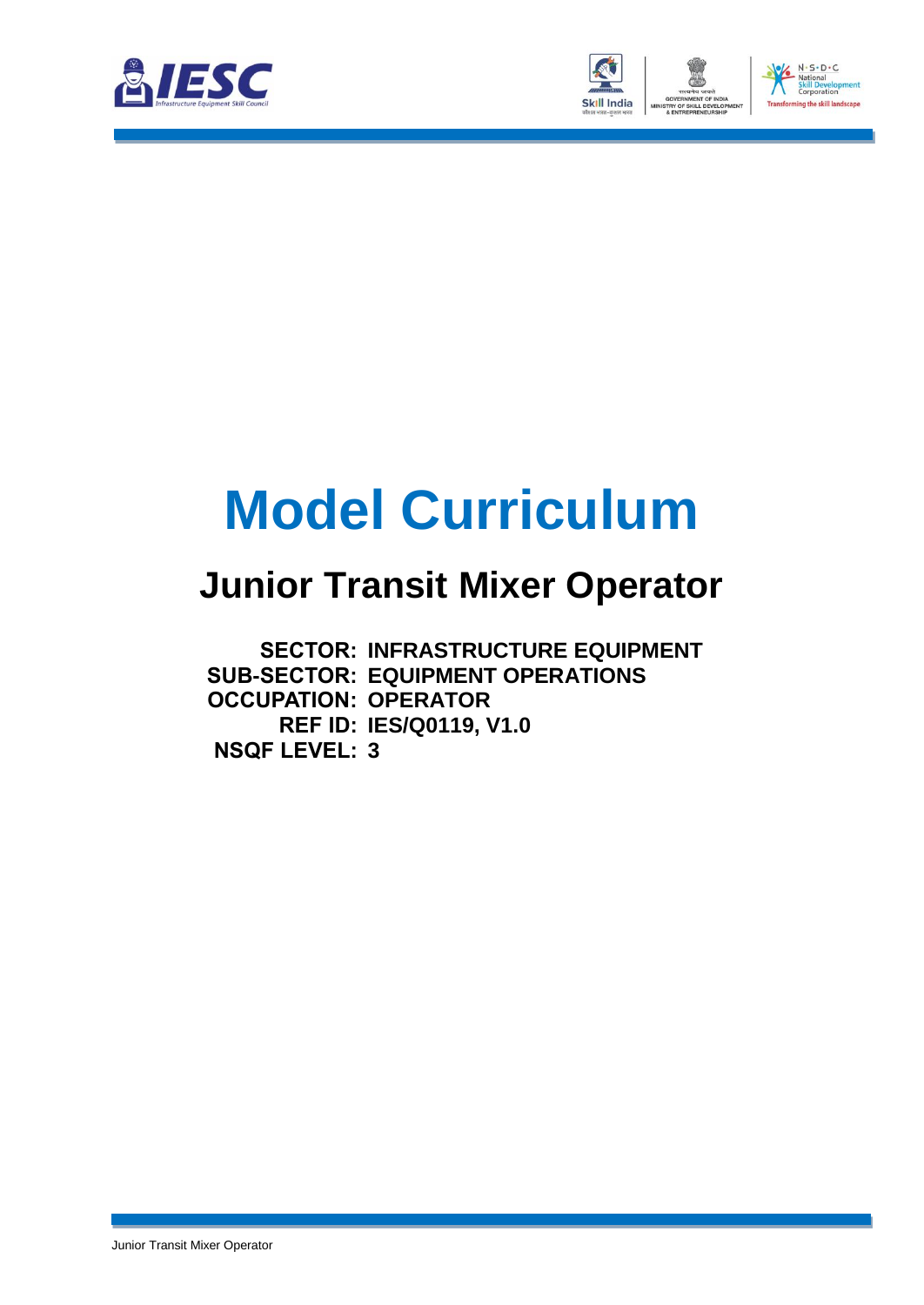# Model Curriculum

## Junior Transit Mixer Operator

**SECTOR:** INFRASTRUCTURE EQUIPMENT
**SUB-SECTOR:** EQUIPMENT OPERATIONS
**OCCUPATION:** OPERATOR
**REF ID:** IES/Q0119, V1.0
**NSQF LEVEL:** 3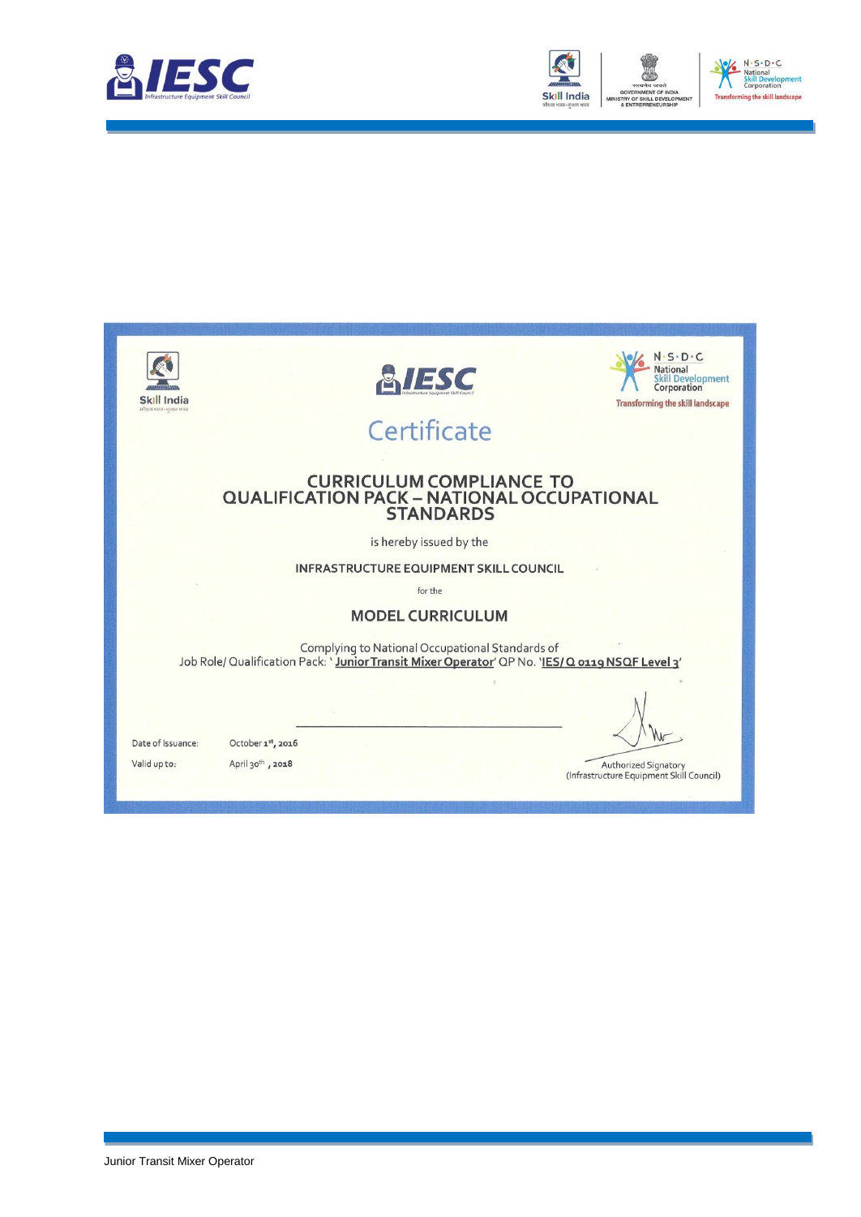# Certificate

## CURRICULUM COMPLIANCE TO QUALIFICATION PACK – NATIONAL OCCUPATIONAL STANDARDS

is hereby issued by the

**INFRASTRUCTURE EQUIPMENT SKILL COUNCIL**

for the

**MODEL CURRICULUM**

Complying to National Occupational Standards of
Job Role/ Qualification Pack: '**Junior Transit Mixer Operator**' QP No. '**IES/ Q 0119 NSQF Level 3**'

Date of Issuance: October 1st, 2016

Valid up to: April 30th, 2018

Authorized Signatory
(Infrastructure Equipment Skill Council)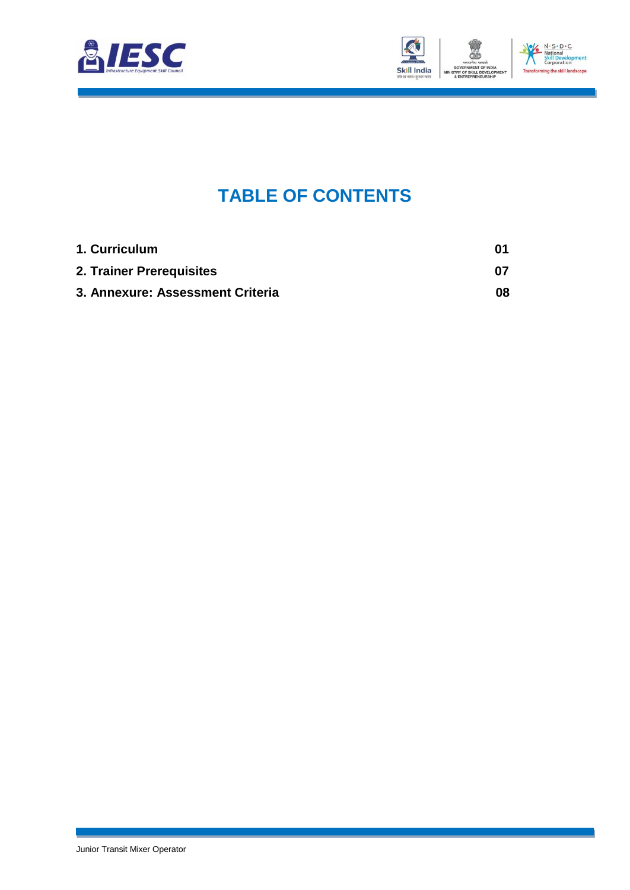# TABLE OF CONTENTS

| | |
|---|---|
| **1. Curriculum** | **01** |
| **2. Trainer Prerequisites** | **07** |
| **3. Annexure: Assessment Criteria** | **08** |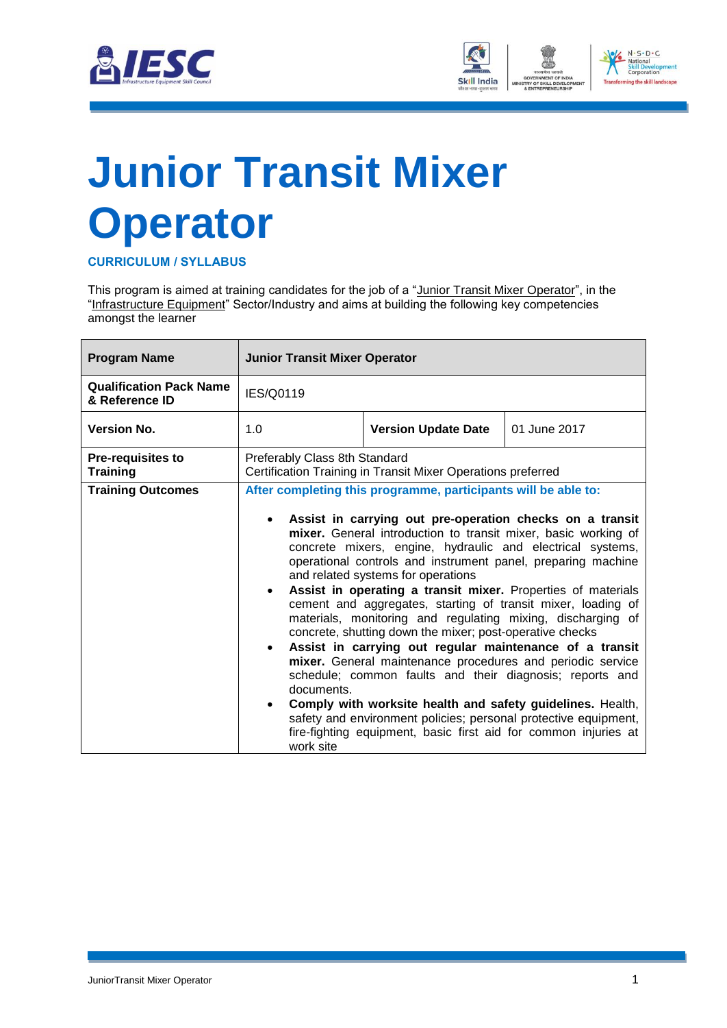# Junior Transit Mixer Operator

**CURRICULUM / SYLLABUS**

This program is aimed at training candidates for the job of a "Junior Transit Mixer Operator", in the "Infrastructure Equipment" Sector/Industry and aims at building the following key competencies amongst the learner

| **Program Name** | **Junior Transit Mixer Operator** | | |
|---|---|---|---|
| **Qualification Pack Name & Reference ID** | IES/Q0119 | | |
| **Version No.** | 1.0 | **Version Update Date** | 01 June 2017 |
| **Pre-requisites to Training** | Preferably Class 8th Standard<br>Certification Training in Transit Mixer Operations preferred | | |
| **Training Outcomes** | **After completing this programme, participants will be able to:**<br>• **Assist in carrying out pre-operation checks on a transit mixer.** General introduction to transit mixer, basic working of concrete mixers, engine, hydraulic and electrical systems, operational controls and instrument panel, preparing machine and related systems for operations<br>• **Assist in operating a transit mixer.** Properties of materials cement and aggregates, starting of transit mixer, loading of materials, monitoring and regulating mixing, discharging of concrete, shutting down the mixer; post-operative checks<br>• **Assist in carrying out regular maintenance of a transit mixer.** General maintenance procedures and periodic service schedule; common faults and their diagnosis; reports and documents.<br>• **Comply with worksite health and safety guidelines.** Health, safety and environment policies; personal protective equipment, fire-fighting equipment, basic first aid for common injuries at work site | | |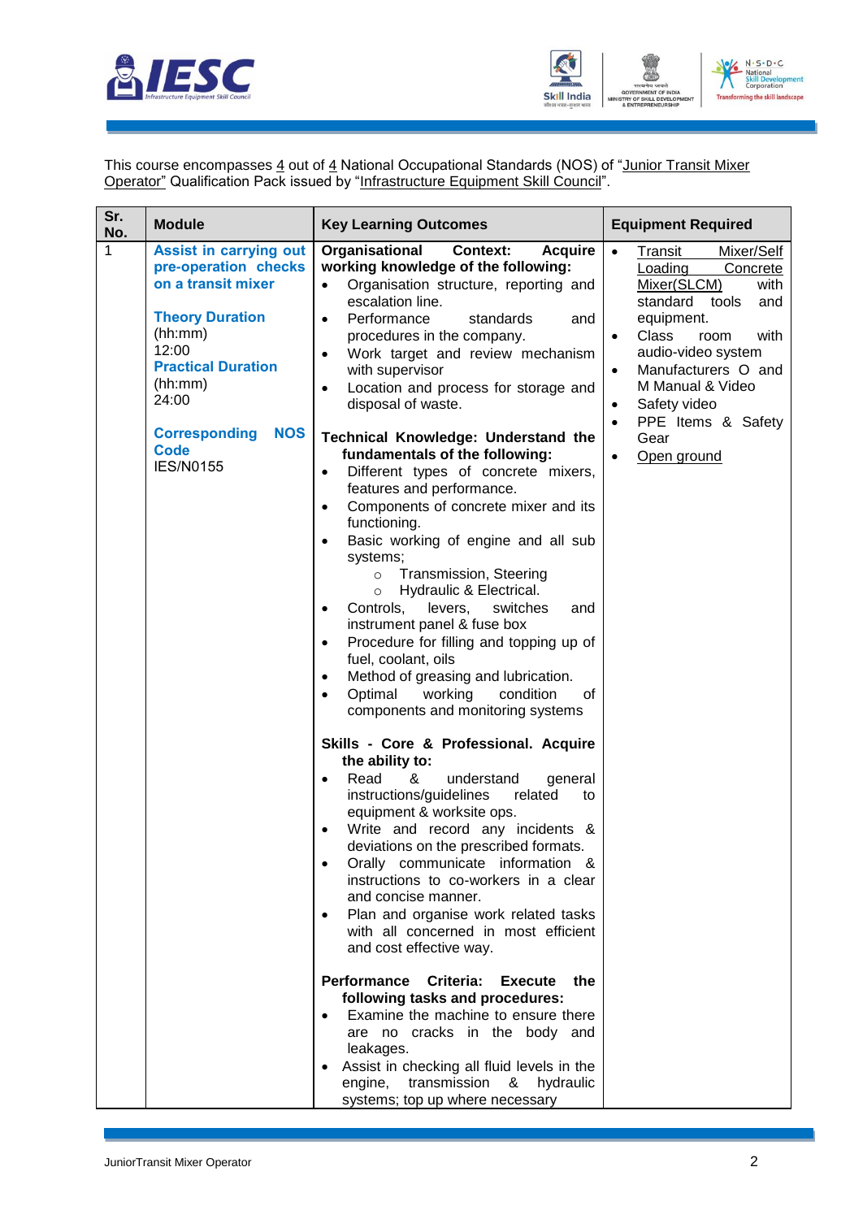This course encompasses 4 out of 4 National Occupational Standards (NOS) of "Junior Transit Mixer Operator" Qualification Pack issued by "Infrastructure Equipment Skill Council".

| Sr. No. | Module | Key Learning Outcomes | Equipment Required |
|---|---|---|---|
| 1 | **Assist in carrying out pre-operation checks on a transit mixer**<br><br>**Theory Duration** (hh:mm)<br>12:00<br>**Practical Duration** (hh:mm)<br>24:00<br><br>**Corresponding NOS Code**<br>IES/N0155 | **Organisational Context: Acquire working knowledge of the following:**<br>• Organisation structure, reporting and escalation line.<br>• Performance standards and procedures in the company.<br>• Work target and review mechanism with supervisor<br>• Location and process for storage and disposal of waste.<br><br>**Technical Knowledge: Understand the fundamentals of the following:**<br>• Different types of concrete mixers, features and performance.<br>• Components of concrete mixer and its functioning.<br>• Basic working of engine and all sub systems;<br>  ○ Transmission, Steering<br>  ○ Hydraulic & Electrical.<br>• Controls, levers, switches and instrument panel & fuse box<br>• Procedure for filling and topping up of fuel, coolant, oils<br>• Method of greasing and lubrication.<br>• Optimal working condition of components and monitoring systems<br><br>**Skills - Core & Professional. Acquire the ability to:**<br>• Read & understand general instructions/guidelines related to equipment & worksite ops.<br>• Write and record any incidents & deviations on the prescribed formats.<br>• Orally communicate information & instructions to co-workers in a clear and concise manner.<br>• Plan and organise work related tasks with all concerned in most efficient and cost effective way.<br><br>**Performance Criteria: Execute the following tasks and procedures:**<br>• Examine the machine to ensure there are no cracks in the body and leakages.<br>• Assist in checking all fluid levels in the engine, transmission & hydraulic systems; top up where necessary | • Transit Mixer/Self Loading Concrete Mixer(SLCM) with standard tools and equipment.<br>• Class room with audio-video system<br>• Manufacturers O and M Manual & Video<br>• Safety video<br>• PPE Items & Safety Gear<br>• Open ground |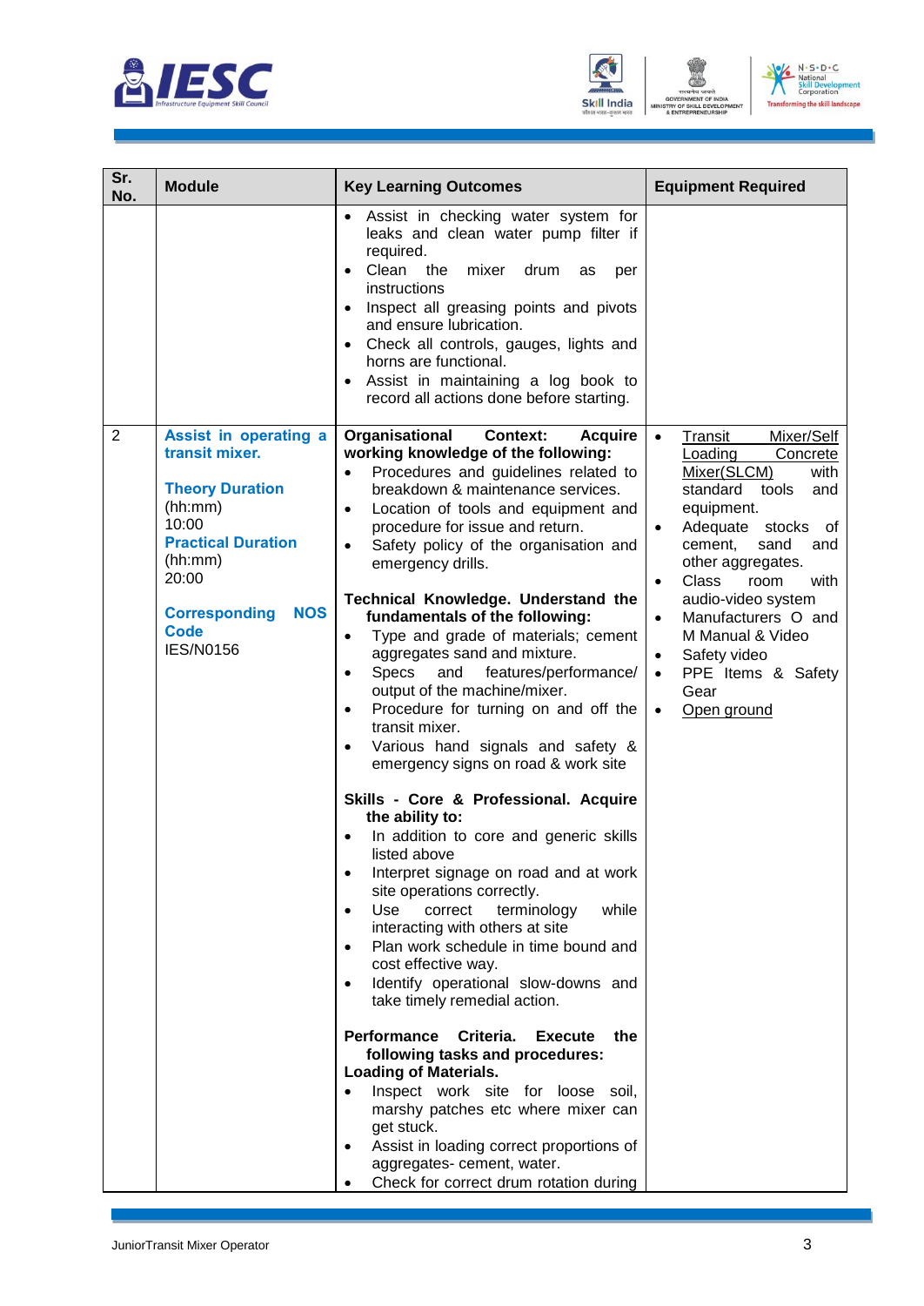| Sr. No. | Module | Key Learning Outcomes | Equipment Required |
|---|---|---|---|
| | | • Assist in checking water system for leaks and clean water pump filter if required.<br>• Clean the mixer drum as per instructions<br>• Inspect all greasing points and pivots and ensure lubrication.<br>• Check all controls, gauges, lights and horns are functional.<br>• Assist in maintaining a log book to record all actions done before starting. | |
| 2 | **Assist in operating a transit mixer.**<br><br>**Theory Duration** (hh:mm)<br>10:00<br>**Practical Duration** (hh:mm)<br>20:00<br><br>**Corresponding NOS Code**<br>IES/N0156 | **Organisational Context: Acquire working knowledge of the following:**<br>• Procedures and guidelines related to breakdown & maintenance services.<br>• Location of tools and equipment and procedure for issue and return.<br>• Safety policy of the organisation and emergency drills.<br><br>**Technical Knowledge. Understand the fundamentals of the following:**<br>• Type and grade of materials; cement aggregates sand and mixture.<br>• Specs and features/performance/ output of the machine/mixer.<br>• Procedure for turning on and off the transit mixer.<br>• Various hand signals and safety & emergency signs on road & work site<br><br>**Skills - Core & Professional. Acquire the ability to:**<br>• In addition to core and generic skills listed above<br>• Interpret signage on road and at work site operations correctly.<br>• Use correct terminology while interacting with others at site<br>• Plan work schedule in time bound and cost effective way.<br>• Identify operational slow-downs and take timely remedial action.<br><br>**Performance Criteria. Execute the following tasks and procedures:**<br>**Loading of Materials.**<br>• Inspect work site for loose soil, marshy patches etc where mixer can get stuck.<br>• Assist in loading correct proportions of aggregates- cement, water.<br>• Check for correct drum rotation during | • Transit Mixer/Self Loading Concrete Mixer(SLCM) with standard tools and equipment.<br>• Adequate stocks of cement, sand and other aggregates.<br>• Class room with audio-video system<br>• Manufacturers O and M Manual & Video<br>• Safety video<br>• PPE Items & Safety Gear<br>• Open ground |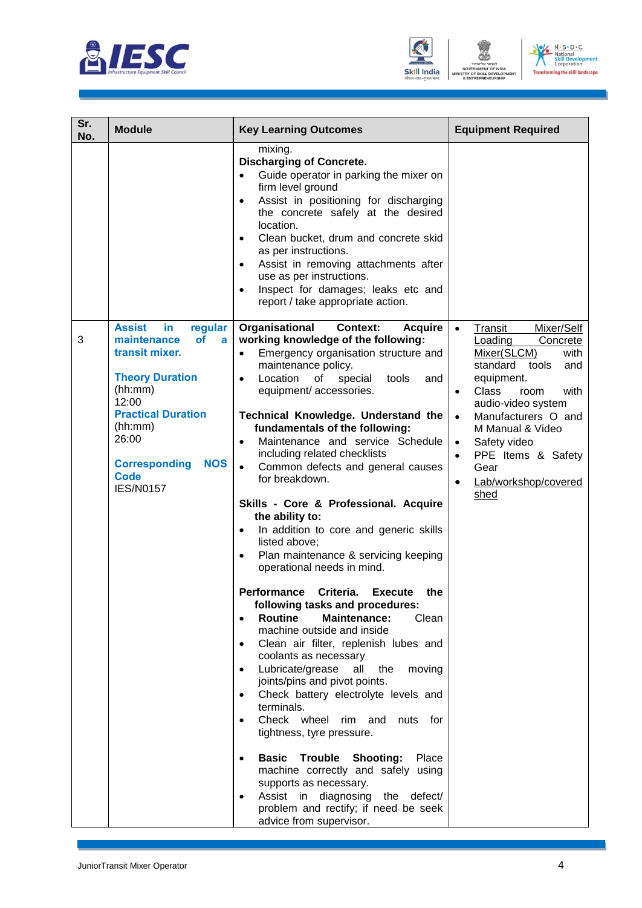| Sr. No. | Module | Key Learning Outcomes | Equipment Required |
|---|---|---|---|
| | | mixing.<br>**Discharging of Concrete.**<br>• Guide operator in parking the mixer on firm level ground<br>• Assist in positioning for discharging the concrete safely at the desired location.<br>• Clean bucket, drum and concrete skid as per instructions.<br>• Assist in removing attachments after use as per instructions.<br>• Inspect for damages; leaks etc and report / take appropriate action. | |
| 3 | **Assist in regular maintenance of a transit mixer.**<br><br>**Theory Duration** (hh:mm)<br>12:00<br>**Practical Duration** (hh:mm)<br>26:00<br><br>**Corresponding NOS Code**<br>IES/N0157 | **Organisational Context: Acquire working knowledge of the following:**<br>• Emergency organisation structure and maintenance policy.<br>• Location of special tools and equipment/ accessories.<br><br>**Technical Knowledge. Understand the fundamentals of the following:**<br>• Maintenance and service Schedule including related checklists<br>• Common defects and general causes for breakdown.<br><br>**Skills - Core & Professional. Acquire the ability to:**<br>• In addition to core and generic skills listed above;<br>• Plan maintenance & servicing keeping operational needs in mind.<br><br>**Performance Criteria. Execute the following tasks and procedures:**<br>• **Routine Maintenance:** Clean machine outside and inside<br>• Clean air filter, replenish lubes and coolants as necessary<br>• Lubricate/grease all the moving joints/pins and pivot points.<br>• Check battery electrolyte levels and terminals.<br>• Check wheel rim and nuts for tightness, tyre pressure.<br><br>• **Basic Trouble Shooting:** Place machine correctly and safely using supports as necessary.<br>• Assist in diagnosing the defect/ problem and rectify; if need be seek advice from supervisor. | • Transit Mixer/Self Loading Concrete Mixer(SLCM) with standard tools and equipment.<br>• Class room with audio-video system<br>• Manufacturers O and M Manual & Video<br>• Safety video<br>• PPE Items & Safety Gear<br>• Lab/workshop/covered shed |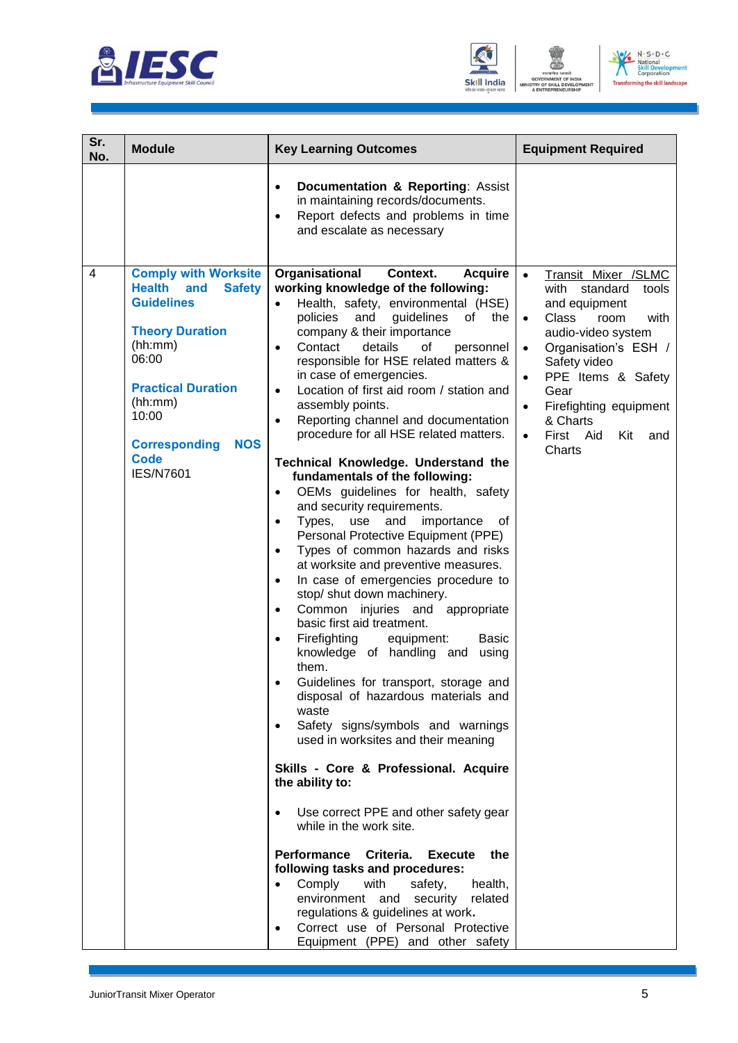| Sr. No. | Module | Key Learning Outcomes | Equipment Required |
|---|---|---|---|
| | | • **Documentation & Reporting**: Assist in maintaining records/documents.<br>• Report defects and problems in time and escalate as necessary | |
| 4 | **Comply with Worksite Health and Safety Guidelines**<br><br>**Theory Duration** (hh:mm)<br>06:00<br><br>**Practical Duration** (hh:mm)<br>10:00<br><br>**Corresponding NOS Code**<br>IES/N7601 | **Organisational Context. Acquire working knowledge of the following:**<br>• Health, safety, environmental (HSE) policies and guidelines of the company & their importance<br>• Contact details of personnel responsible for HSE related matters & in case of emergencies.<br>• Location of first aid room / station and assembly points.<br>• Reporting channel and documentation procedure for all HSE related matters.<br><br>**Technical Knowledge. Understand the fundamentals of the following:**<br>• OEMs guidelines for health, safety and security requirements.<br>• Types, use and importance of Personal Protective Equipment (PPE)<br>• Types of common hazards and risks at worksite and preventive measures.<br>• In case of emergencies procedure to stop/ shut down machinery.<br>• Common injuries and appropriate basic first aid treatment.<br>• Firefighting equipment: Basic knowledge of handling and using them.<br>• Guidelines for transport, storage and disposal of hazardous materials and waste<br>• Safety signs/symbols and warnings used in worksites and their meaning<br><br>**Skills - Core & Professional. Acquire the ability to:**<br>• Use correct PPE and other safety gear while in the work site.<br><br>**Performance Criteria. Execute the following tasks and procedures:**<br>• Comply with safety, health, environment and security related regulations & guidelines at work.<br>• Correct use of Personal Protective Equipment (PPE) and other safety | • Transit Mixer /SLMC with standard tools and equipment<br>• Class room with audio-video system<br>• Organisation's ESH / Safety video<br>• PPE Items & Safety Gear<br>• Firefighting equipment & Charts<br>• First Aid Kit and Charts |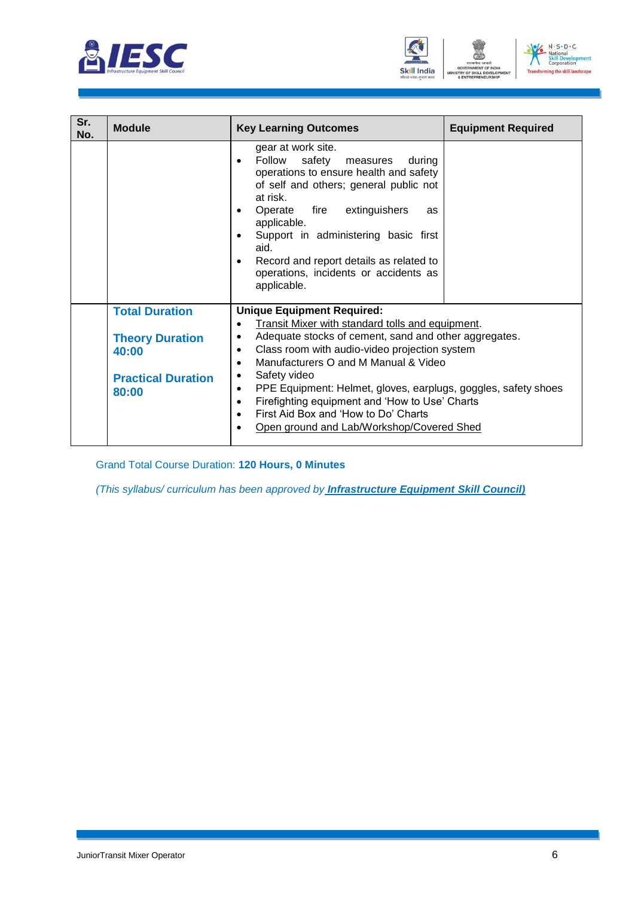| Sr. No. | Module | Key Learning Outcomes | Equipment Required |
|---|---|---|---|
| | | gear at work site.<br>• Follow safety measures during operations to ensure health and safety of self and others; general public not at risk.<br>• Operate fire extinguishers as applicable.<br>• Support in administering basic first aid.<br>• Record and report details as related to operations, incidents or accidents as applicable. | |
| | **Total Duration**<br><br>**Theory Duration 40:00**<br><br>**Practical Duration 80:00** | **Unique Equipment Required:**<br>• Transit Mixer with standard tolls and equipment.<br>• Adequate stocks of cement, sand and other aggregates.<br>• Class room with audio-video projection system<br>• Manufacturers O and M Manual & Video<br>• Safety video<br>• PPE Equipment: Helmet, gloves, earplugs, goggles, safety shoes<br>• Firefighting equipment and 'How to Use' Charts<br>• First Aid Box and 'How to Do' Charts<br>• Open ground and Lab/Workshop/Covered Shed | |

Grand Total Course Duration: **120 Hours, 0 Minutes**

*(This syllabus/ curriculum has been approved by **Infrastructure Equipment Skill Council)***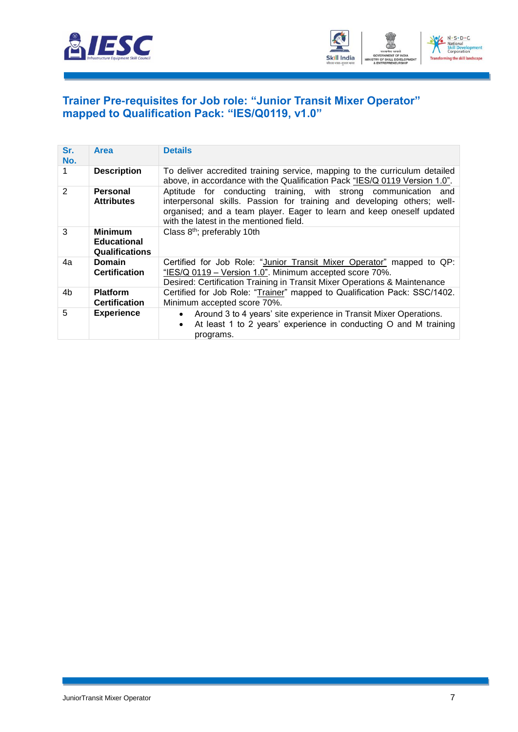## Trainer Pre-requisites for Job role: "Junior Transit Mixer Operator" mapped to Qualification Pack: "IES/Q0119, v1.0"

| Sr. No. | Area | Details |
|---|---|---|
| 1 | **Description** | To deliver accredited training service, mapping to the curriculum detailed above, in accordance with the Qualification Pack "IES/Q 0119 Version 1.0". |
| 2 | **Personal Attributes** | Aptitude for conducting training, with strong communication and interpersonal skills. Passion for training and developing others; well-organised; and a team player. Eager to learn and keep oneself updated with the latest in the mentioned field. |
| 3 | **Minimum Educational Qualifications** | Class 8th; preferably 10th |
| 4a | **Domain Certification** | Certified for Job Role: "Junior Transit Mixer Operator" mapped to QP: "IES/Q 0119 – Version 1.0". Minimum accepted score 70%. Desired: Certification Training in Transit Mixer Operations & Maintenance |
| 4b | **Platform Certification** | Certified for Job Role: "Trainer" mapped to Qualification Pack: SSC/1402. Minimum accepted score 70%. |
| 5 | **Experience** | • Around 3 to 4 years' site experience in Transit Mixer Operations.<br>• At least 1 to 2 years' experience in conducting O and M training programs. |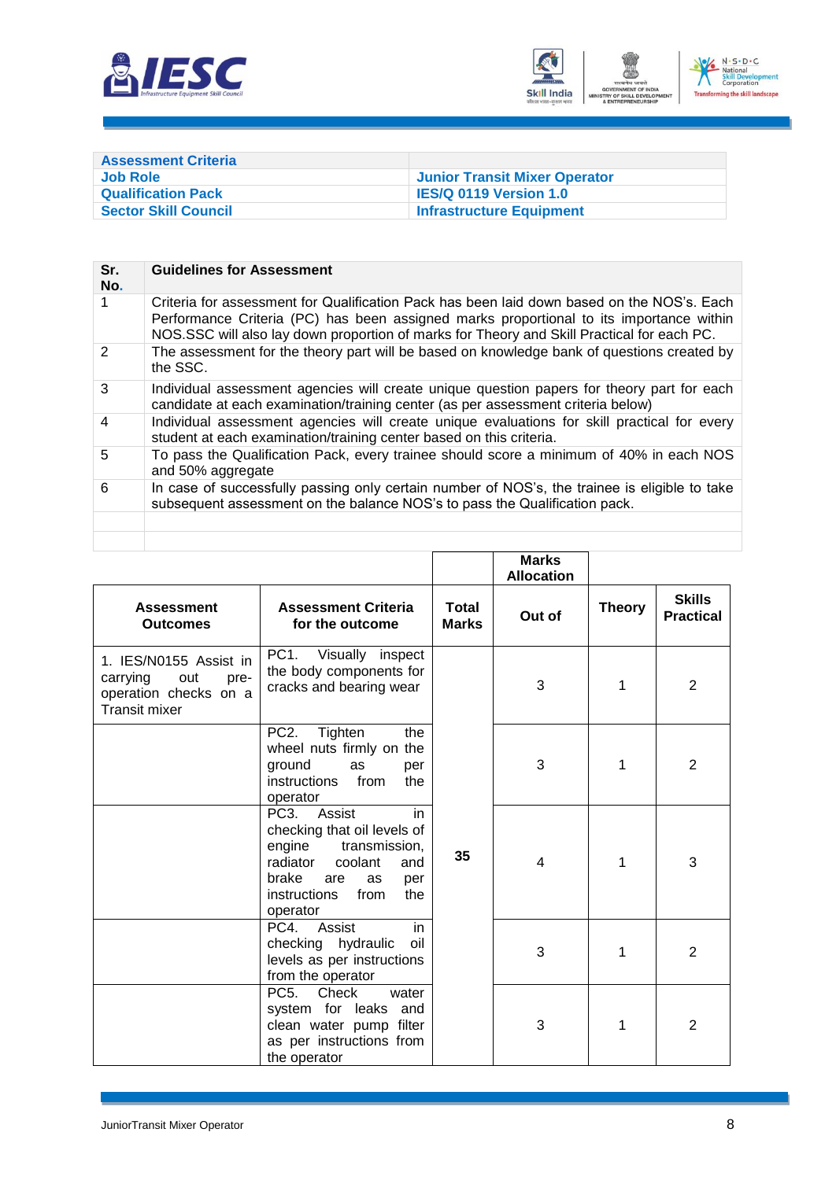| Assessment Criteria | |
|---|---|
| Job Role | Junior Transit Mixer Operator |
| Qualification Pack | IES/Q 0119 Version 1.0 |
| Sector Skill Council | Infrastructure Equipment |

| Sr. No. | Guidelines for Assessment |
|---|---|
| 1 | Criteria for assessment for Qualification Pack has been laid down based on the NOS's. Each Performance Criteria (PC) has been assigned marks proportional to its importance within NOS.SSC will also lay down proportion of marks for Theory and Skill Practical for each PC. |
| 2 | The assessment for the theory part will be based on knowledge bank of questions created by the SSC. |
| 3 | Individual assessment agencies will create unique question papers for theory part for each candidate at each examination/training center (as per assessment criteria below) |
| 4 | Individual assessment agencies will create unique evaluations for skill practical for every student at each examination/training center based on this criteria. |
| 5 | To pass the Qualification Pack, every trainee should score a minimum of 40% in each NOS and 50% aggregate |
| 6 | In case of successfully passing only certain number of NOS's, the trainee is eligible to take subsequent assessment on the balance NOS's to pass the Qualification pack. |
| | |
| | |

| Assessment Outcomes | Assessment Criteria for the outcome | Total Marks | Marks Allocation Out of | Theory | Skills Practical |
|---|---|---|---|---|---|
| 1. IES/N0155 Assist in carrying out pre-operation checks on a Transit mixer | PC1. Visually inspect the body components for cracks and bearing wear | 35 | 3 | 1 | 2 |
| | PC2. Tighten the wheel nuts firmly on the ground as per instructions from the operator | | 3 | 1 | 2 |
| | PC3. Assist in checking that oil levels of engine transmission, radiator coolant and brake are as per instructions from the operator | | 4 | 1 | 3 |
| | PC4. Assist in checking hydraulic oil levels as per instructions from the operator | | 3 | 1 | 2 |
| | PC5. Check water system for leaks and clean water pump filter as per instructions from the operator | | 3 | 1 | 2 |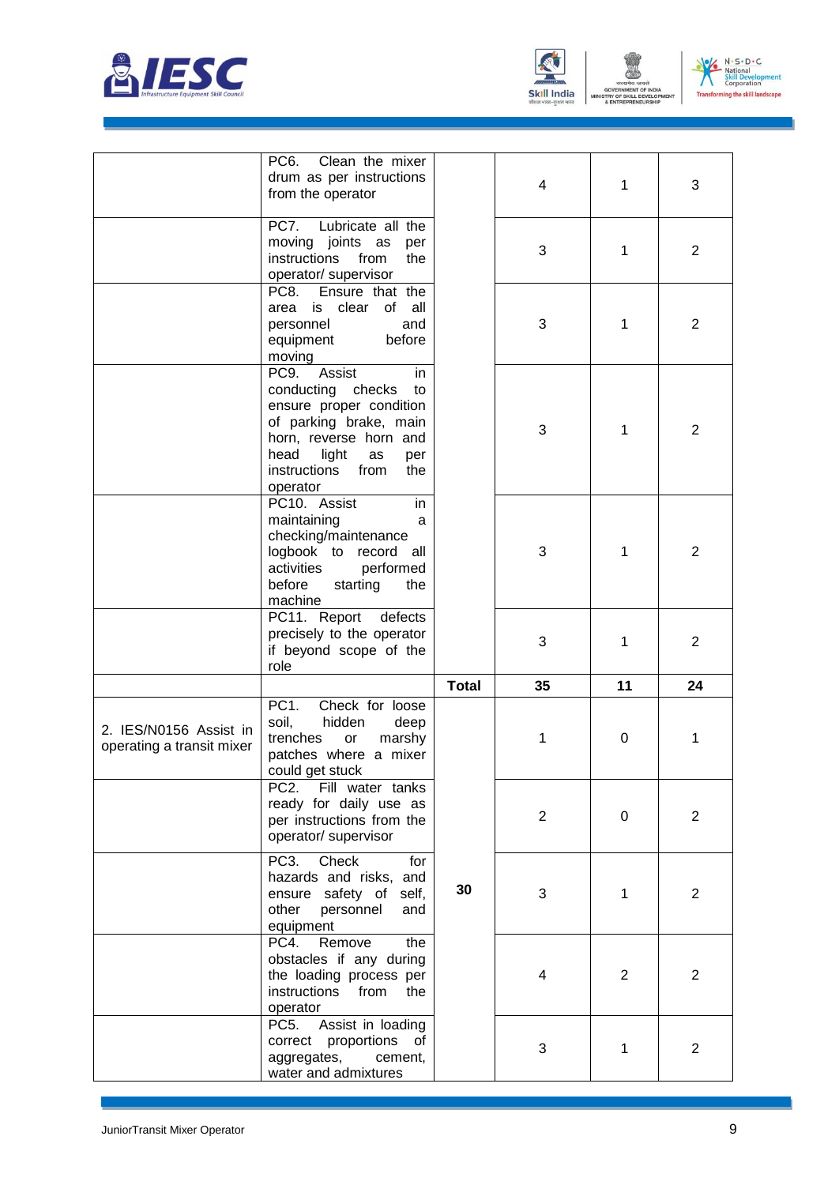| | | | | | |
|---|---|---|---|---|---|
| | PC6. Clean the mixer drum as per instructions from the operator | | 4 | 1 | 3 |
| | PC7. Lubricate all the moving joints as per instructions from the operator/ supervisor | | 3 | 1 | 2 |
| | PC8. Ensure that the area is clear of all personnel and equipment before moving | | 3 | 1 | 2 |
| | PC9. Assist in conducting checks to ensure proper condition of parking brake, main horn, reverse horn and head light as per instructions from the operator | | 3 | 1 | 2 |
| | PC10. Assist in maintaining a checking/maintenance logbook to record all activities performed before starting the machine | | 3 | 1 | 2 |
| | PC11. Report defects precisely to the operator if beyond scope of the role | | 3 | 1 | 2 |
| | | **Total** | **35** | **11** | **24** |
| 2. IES/N0156 Assist in operating a transit mixer | PC1. Check for loose soil, hidden deep trenches or marshy patches where a mixer could get stuck | 30 | 1 | 0 | 1 |
| | PC2. Fill water tanks ready for daily use as per instructions from the operator/ supervisor | | 2 | 0 | 2 |
| | PC3. Check for hazards and risks, and ensure safety of self, other personnel and equipment | | 3 | 1 | 2 |
| | PC4. Remove the obstacles if any during the loading process per instructions from the operator | | 4 | 2 | 2 |
| | PC5. Assist in loading correct proportions of aggregates, cement, water and admixtures | | 3 | 1 | 2 |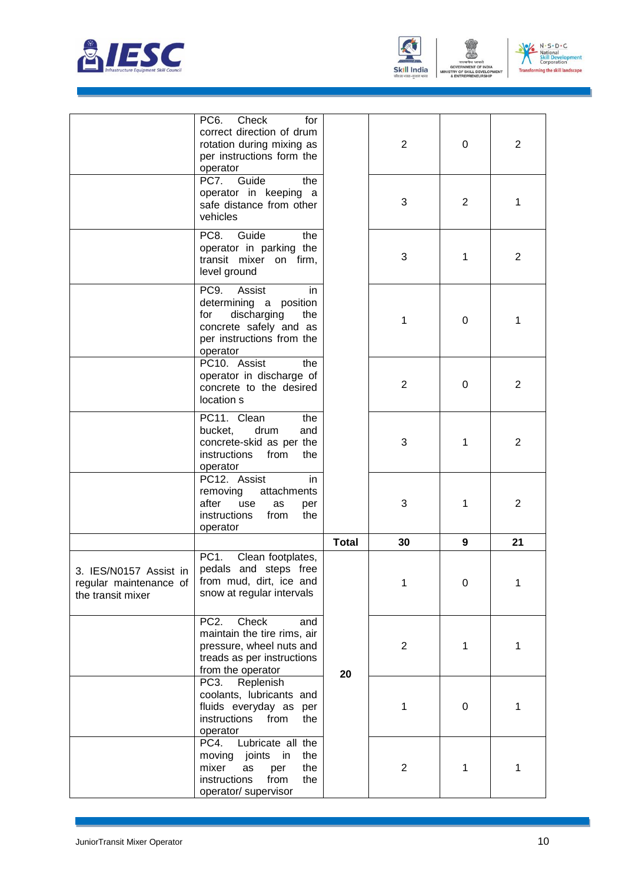| | | | | | |
|---|---|---|---|---|---|
| | PC6. Check for correct direction of drum rotation during mixing as per instructions form the operator | | 2 | 0 | 2 |
| | PC7. Guide the operator in keeping a safe distance from other vehicles | | 3 | 2 | 1 |
| | PC8. Guide the operator in parking the transit mixer on firm, level ground | | 3 | 1 | 2 |
| | PC9. Assist in determining a position for discharging the concrete safely and as per instructions from the operator | | 1 | 0 | 1 |
| | PC10. Assist the operator in discharge of concrete to the desired location s | | 2 | 0 | 2 |
| | PC11. Clean the bucket, drum and concrete-skid as per the instructions from the operator | | 3 | 1 | 2 |
| | PC12. Assist in removing attachments after use as per instructions from the operator | | 3 | 1 | 2 |
| | | **Total** | **30** | **9** | **21** |
| 3. IES/N0157 Assist in regular maintenance of the transit mixer | PC1. Clean footplates, pedals and steps free from mud, dirt, ice and snow at regular intervals | **20** | 1 | 0 | 1 |
| | PC2. Check and maintain the tire rims, air pressure, wheel nuts and treads as per instructions from the operator | | 2 | 1 | 1 |
| | PC3. Replenish coolants, lubricants and fluids everyday as per instructions from the operator | | 1 | 0 | 1 |
| | PC4. Lubricate all the moving joints in the mixer as per the instructions from the operator/ supervisor | | 2 | 1 | 1 |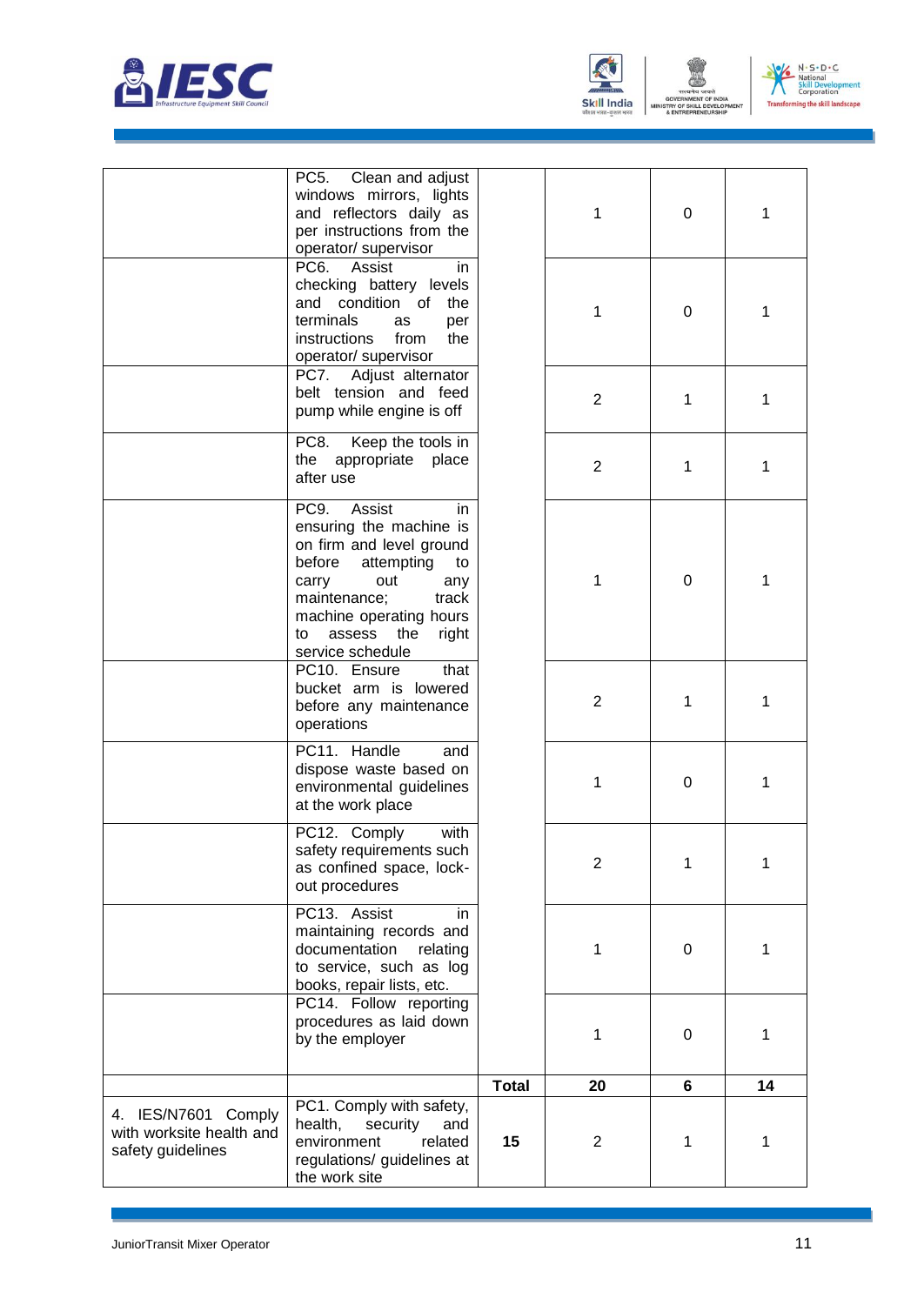| | | | | | |
|---|---|---|---|---|---|
| | PC5. Clean and adjust windows mirrors, lights and reflectors daily as per instructions from the operator/ supervisor | | 1 | 0 | 1 |
| | PC6. Assist in checking battery levels and condition of the terminals as per instructions from the operator/ supervisor | | 1 | 0 | 1 |
| | PC7. Adjust alternator belt tension and feed pump while engine is off | | 2 | 1 | 1 |
| | PC8. Keep the tools in the appropriate place after use | | 2 | 1 | 1 |
| | PC9. Assist in ensuring the machine is on firm and level ground before attempting to carry out any maintenance; track machine operating hours to assess the right service schedule | | 1 | 0 | 1 |
| | PC10. Ensure that bucket arm is lowered before any maintenance operations | | 2 | 1 | 1 |
| | PC11. Handle and dispose waste based on environmental guidelines at the work place | | 1 | 0 | 1 |
| | PC12. Comply with safety requirements such as confined space, lock-out procedures | | 2 | 1 | 1 |
| | PC13. Assist in maintaining records and documentation relating to service, such as log books, repair lists, etc. | | 1 | 0 | 1 |
| | PC14. Follow reporting procedures as laid down by the employer | | 1 | 0 | 1 |
| | | **Total** | **20** | **6** | **14** |
| 4. IES/N7601 Comply with worksite health and safety guidelines | PC1. Comply with safety, health, security and environment related regulations/ guidelines at the work site | **15** | 2 | 1 | 1 |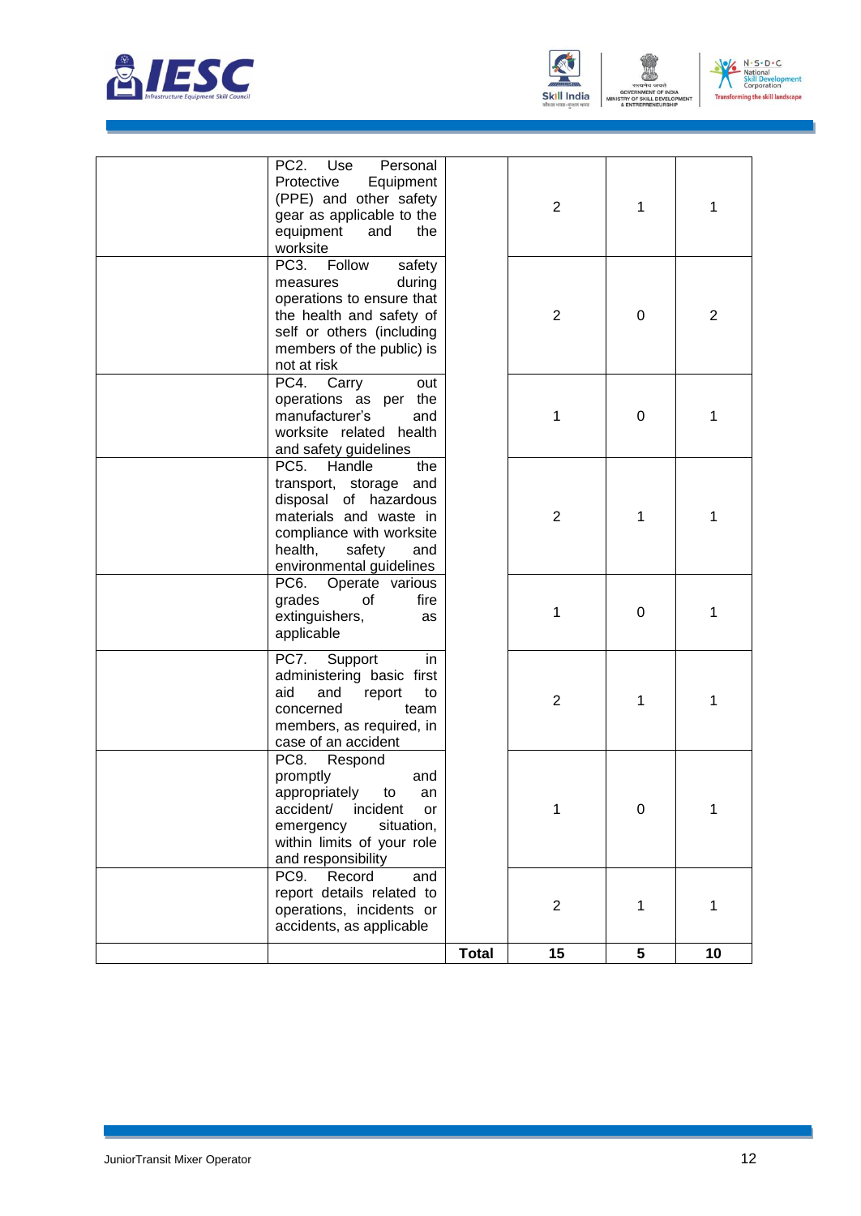| | | | | | |
|---|---|---|---|---|---|
| | PC2. Use Personal Protective Equipment (PPE) and other safety gear as applicable to the equipment and the worksite | | 2 | 1 | 1 |
| | PC3. Follow safety measures during operations to ensure that the health and safety of self or others (including members of the public) is not at risk | | 2 | 0 | 2 |
| | PC4. Carry out operations as per the manufacturer's and worksite related health and safety guidelines | | 1 | 0 | 1 |
| | PC5. Handle the transport, storage and disposal of hazardous materials and waste in compliance with worksite health, safety and environmental guidelines | | 2 | 1 | 1 |
| | PC6. Operate various grades of fire extinguishers, as applicable | | 1 | 0 | 1 |
| | PC7. Support in administering basic first aid and report to concerned team members, as required, in case of an accident | | 2 | 1 | 1 |
| | PC8. Respond promptly and appropriately to an accident/ incident or emergency situation, within limits of your role and responsibility | | 1 | 0 | 1 |
| | PC9. Record and report details related to operations, incidents or accidents, as applicable | | 2 | 1 | 1 |
| | | **Total** | **15** | **5** | **10** |